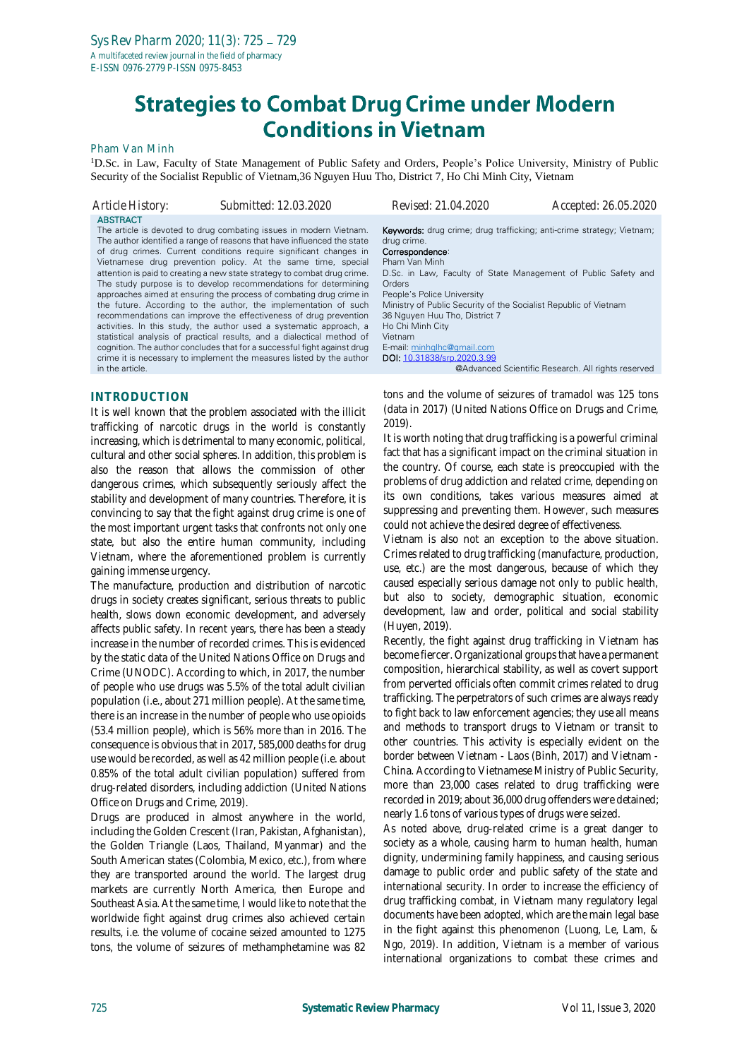# Strategies to Combat Drug Crime under Modern Conditions in Vietnam

Pham Van Minh

[1]D.Sc. in Law, Faculty of State Management of Public Safety and Orders, People's Police University, Ministry of Public Security of the Socialist Republic of Vietnam,36 Nguyen Huu Tho, District 7, Ho Chi Minh City, Vietnam

Article History: Submitted: 12.03.2020 Revised: 21.04.2020 Accepted: 26.05.2020

**ABSTRACT**

The article is devoted to drug combating issues in modern Vietnam. The author identified a range of reasons that have influenced the state of drug crimes. Current conditions require significant changes in Vietnamese drug prevention policy. At the same time, special attention is paid to creating a new state strategy to combat drug crime. The study purpose is to develop recommendations for determining approaches aimed at ensuring the process of combating drug crime in the future. According to the author, the implementation of such recommendations can improve the effectiveness of drug prevention activities. In this study, the author used a systematic approach, a statistical analysis of practical results, and a dialectical method of cognition. The author concludes that for a successful fight against drug crime it is necessary to implement the measures listed by the author in the article.

**Keywords:** drug crime; drug trafficking; anti-crime strategy; Vietnam; drug crime.

**Correspondence**:
Pham Van Minh
D.Sc. in Law, Faculty of State Management of Public Safety and Orders
People's Police University
Ministry of Public Security of the Socialist Republic of Vietnam
36 Nguyen Huu Tho, District 7
Ho Chi Minh City
Vietnam
E-mail: minhqlhc@gmail.com
**DOI:** 10.31838/srp.2020.3.99

@Advanced Scientific Research. All rights reserved

## INTRODUCTION

It is well known that the problem associated with the illicit trafficking of narcotic drugs in the world is constantly increasing, which is detrimental to many economic, political, cultural and other social spheres. In addition, this problem is also the reason that allows the commission of other dangerous crimes, which subsequently seriously affect the stability and development of many countries. Therefore, it is convincing to say that the fight against drug crime is one of the most important urgent tasks that confronts not only one state, but also the entire human community, including Vietnam, where the aforementioned problem is currently gaining immense urgency.

The manufacture, production and distribution of narcotic drugs in society creates significant, serious threats to public health, slows down economic development, and adversely affects public safety. In recent years, there has been a steady increase in the number of recorded crimes. This is evidenced by the static data of the United Nations Office on Drugs and Crime (UNODC). According to which, in 2017, the number of people who use drugs was 5.5% of the total adult civilian population (i.e., about 271 million people). At the same time, there is an increase in the number of people who use opioids (53.4 million people), which is 56% more than in 2016. The consequence is obvious that in 2017, 585,000 deaths for drug use would be recorded, as well as 42 million people (i.e. about 0.85% of the total adult civilian population) suffered from drug-related disorders, including addiction (United Nations Office on Drugs and Crime, 2019).

Drugs are produced in almost anywhere in the world, including the Golden Crescent (Iran, Pakistan, Afghanistan), the Golden Triangle (Laos, Thailand, Myanmar) and the South American states (Colombia, Mexico, etc.), from where they are transported around the world. The largest drug markets are currently North America, then Europe and Southeast Asia. At the same time, I would like to note that the worldwide fight against drug crimes also achieved certain results, i.e. the volume of cocaine seized amounted to 1275 tons, the volume of seizures of methamphetamine was 82 tons and the volume of seizures of tramadol was 125 tons (data in 2017) (United Nations Office on Drugs and Crime, 2019).

It is worth noting that drug trafficking is a powerful criminal fact that has a significant impact on the criminal situation in the country. Of course, each state is preoccupied with the problems of drug addiction and related crime, depending on its own conditions, takes various measures aimed at suppressing and preventing them. However, such measures could not achieve the desired degree of effectiveness.

Vietnam is also not an exception to the above situation. Crimes related to drug trafficking (manufacture, production, use, etc.) are the most dangerous, because of which they caused especially serious damage not only to public health, but also to society, demographic situation, economic development, law and order, political and social stability (Huyen, 2019).

Recently, the fight against drug trafficking in Vietnam has become fiercer. Organizational groups that have a permanent composition, hierarchical stability, as well as covert support from perverted officials often commit crimes related to drug trafficking. The perpetrators of such crimes are always ready to fight back to law enforcement agencies; they use all means and methods to transport drugs to Vietnam or transit to other countries. This activity is especially evident on the border between Vietnam - Laos (Binh, 2017) and Vietnam - China. According to Vietnamese Ministry of Public Security, more than 23,000 cases related to drug trafficking were recorded in 2019; about 36,000 drug offenders were detained; nearly 1.6 tons of various types of drugs were seized.

As noted above, drug-related crime is a great danger to society as a whole, causing harm to human health, human dignity, undermining family happiness, and causing serious damage to public order and public safety of the state and international security. In order to increase the efficiency of drug trafficking combat, in Vietnam many regulatory legal documents have been adopted, which are the main legal base in the fight against this phenomenon (Luong, Le, Lam, & Ngo, 2019). In addition, Vietnam is a member of various international organizations to combat these crimes and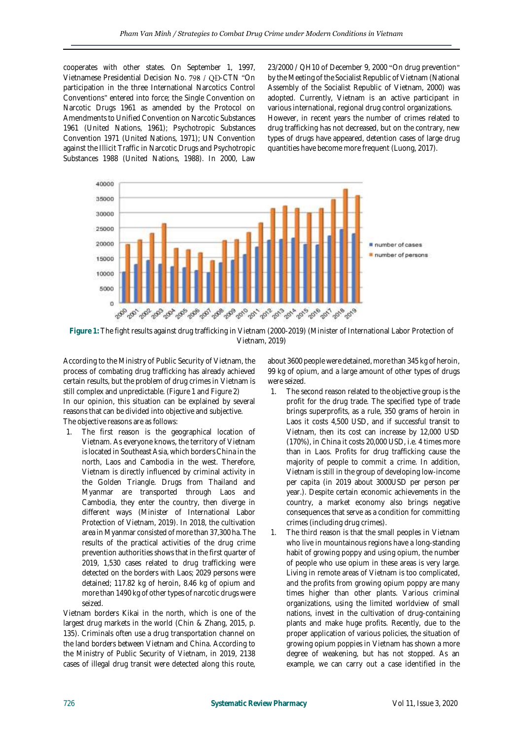cooperates with other states. On September 1, 1997, Vietnamese Presidential Decision No. 798 / QĐ-CTN "On participation in the three International Narcotics Control Conventions" entered into force; the Single Convention on Narcotic Drugs 1961 as amended by the Protocol on Amendments to Unified Convention on Narcotic Substances 1961 (United Nations, 1961); Psychotropic Substances Convention 1971 (United Nations, 1971); UN Convention against the Illicit Traffic in Narcotic Drugs and Psychotropic Substances 1988 (United Nations, 1988). In 2000, Law 23/2000 / QH10 of December 9, 2000 "On drug prevention" by the Meeting of the Socialist Republic of Vietnam (National Assembly of the Socialist Republic of Vietnam, 2000) was adopted. Currently, Vietnam is an active participant in various international, regional drug control organizations. However, in recent years the number of crimes related to drug trafficking has not decreased, but on the contrary, new types of drugs have appeared, detention cases of large drug quantities have become more frequent (Luong, 2017).

**Figure 1:** The fight results against drug trafficking in Vietnam (2000-2019) (Minister of International Labor Protection of Vietnam, 2019)

According to the Ministry of Public Security of Vietnam, the process of combating drug trafficking has already achieved certain results, but the problem of drug crimes in Vietnam is still complex and unpredictable. (Figure 1 and Figure 2)

In our opinion, this situation can be explained by several reasons that can be divided into objective and subjective.

The objective reasons are as follows:

1. The first reason is the geographical location of Vietnam. As everyone knows, the territory of Vietnam is located in Southeast Asia, which borders China in the north, Laos and Cambodia in the west. Therefore, Vietnam is directly influenced by criminal activity in the Golden Triangle. Drugs from Thailand and Myanmar are transported through Laos and Cambodia, they enter the country, then diverge in different ways (Minister of International Labor Protection of Vietnam, 2019). In 2018, the cultivation area in Myanmar consisted of more than 37,300 ha. The results of the practical activities of the drug crime prevention authorities shows that in the first quarter of 2019, 1,530 cases related to drug trafficking were detected on the borders with Laos; 2029 persons were detained; 117.82 kg of heroin, 8.46 kg of opium and more than 1490 kg of other types of narcotic drugs were seized.

Vietnam borders Kikai in the north, which is one of the largest drug markets in the world (Chin & Zhang, 2015, p. 135). Criminals often use a drug transportation channel on the land borders between Vietnam and China. According to the Ministry of Public Security of Vietnam, in 2019, 2138 cases of illegal drug transit were detected along this route, about 3600 people were detained, more than 345 kg of heroin, 99 kg of opium, and a large amount of other types of drugs were seized.

1. The second reason related to the objective group is the profit for the drug trade. The specified type of trade brings superprofits, as a rule, 350 grams of heroin in Laos it costs 4,500 USD, and if successful transit to Vietnam, then its cost can increase by 12,000 USD (170%), in China it costs 20,000 USD, i.e. 4 times more than in Laos. Profits for drug trafficking cause the majority of people to commit a crime. In addition, Vietnam is still in the group of developing low-income per capita (in 2019 about 3000USD per person per year.). Despite certain economic achievements in the country, a market economy also brings negative consequences that serve as a condition for committing crimes (including drug crimes).
1. The third reason is that the small peoples in Vietnam who live in mountainous regions have a long-standing habit of growing poppy and using opium, the number of people who use opium in these areas is very large. Living in remote areas of Vietnam is too complicated, and the profits from growing opium poppy are many times higher than other plants. Various criminal organizations, using the limited worldview of small nations, invest in the cultivation of drug-containing plants and make huge profits. Recently, due to the proper application of various policies, the situation of growing opium poppies in Vietnam has shown a more degree of weakening, but has not stopped. As an example, we can carry out a case identified in the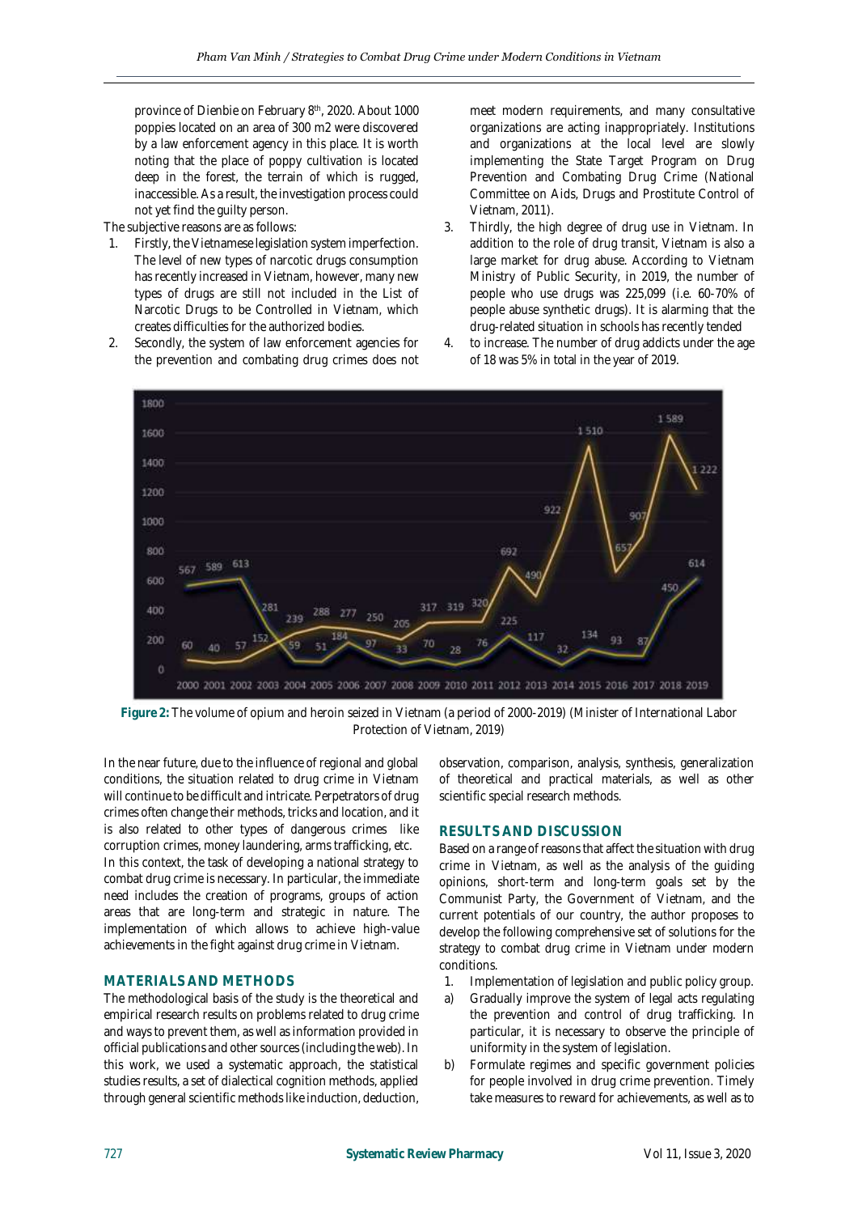province of Dienbie on February 8th, 2020. About 1000 poppies located on an area of 300 m2 were discovered by a law enforcement agency in this place. It is worth noting that the place of poppy cultivation is located deep in the forest, the terrain of which is rugged, inaccessible. As a result, the investigation process could not yet find the guilty person.

The subjective reasons are as follows:

1. Firstly, the Vietnamese legislation system imperfection. The level of new types of narcotic drugs consumption has recently increased in Vietnam, however, many new types of drugs are still not included in the List of Narcotic Drugs to be Controlled in Vietnam, which creates difficulties for the authorized bodies.
2. Secondly, the system of law enforcement agencies for the prevention and combating drug crimes does not meet modern requirements, and many consultative organizations are acting inappropriately. Institutions and organizations at the local level are slowly implementing the State Target Program on Drug Prevention and Combating Drug Crime (National Committee on Aids, Drugs and Prostitute Control of Vietnam, 2011).
3. Thirdly, the high degree of drug use in Vietnam. In addition to the role of drug transit, Vietnam is also a large market for drug abuse. According to Vietnam Ministry of Public Security, in 2019, the number of people who use drugs was 225,099 (i.e. 60-70% of people abuse synthetic drugs). It is alarming that the drug-related situation in schools has recently tended
4. to increase. The number of drug addicts under the age of 18 was 5% in total in the year of 2019.

**Figure 2:** The volume of opium and heroin seized in Vietnam (a period of 2000-2019) (Minister of International Labor Protection of Vietnam, 2019)

In the near future, due to the influence of regional and global conditions, the situation related to drug crime in Vietnam will continue to be difficult and intricate. Perpetrators of drug crimes often change their methods, tricks and location, and it is also related to other types of dangerous crimes like corruption crimes, money laundering, arms trafficking, etc.

In this context, the task of developing a national strategy to combat drug crime is necessary. In particular, the immediate need includes the creation of programs, groups of action areas that are long-term and strategic in nature. The implementation of which allows to achieve high-value achievements in the fight against drug crime in Vietnam.

## MATERIALS AND METHODS

The methodological basis of the study is the theoretical and empirical research results on problems related to drug crime and ways to prevent them, as well as information provided in official publications and other sources (including the web). In this work, we used a systematic approach, the statistical studies results, a set of dialectical cognition methods, applied through general scientific methods like induction, deduction, observation, comparison, analysis, synthesis, generalization of theoretical and practical materials, as well as other scientific special research methods.

## RESULTS AND DISCUSSION

Based on a range of reasons that affect the situation with drug crime in Vietnam, as well as the analysis of the guiding opinions, short-term and long-term goals set by the Communist Party, the Government of Vietnam, and the current potentials of our country, the author proposes to develop the following comprehensive set of solutions for the strategy to combat drug crime in Vietnam under modern conditions.

1. Implementation of legislation and public policy group.

a) Gradually improve the system of legal acts regulating the prevention and control of drug trafficking. In particular, it is necessary to observe the principle of uniformity in the system of legislation.

b) Formulate regimes and specific government policies for people involved in drug crime prevention. Timely take measures to reward for achievements, as well as to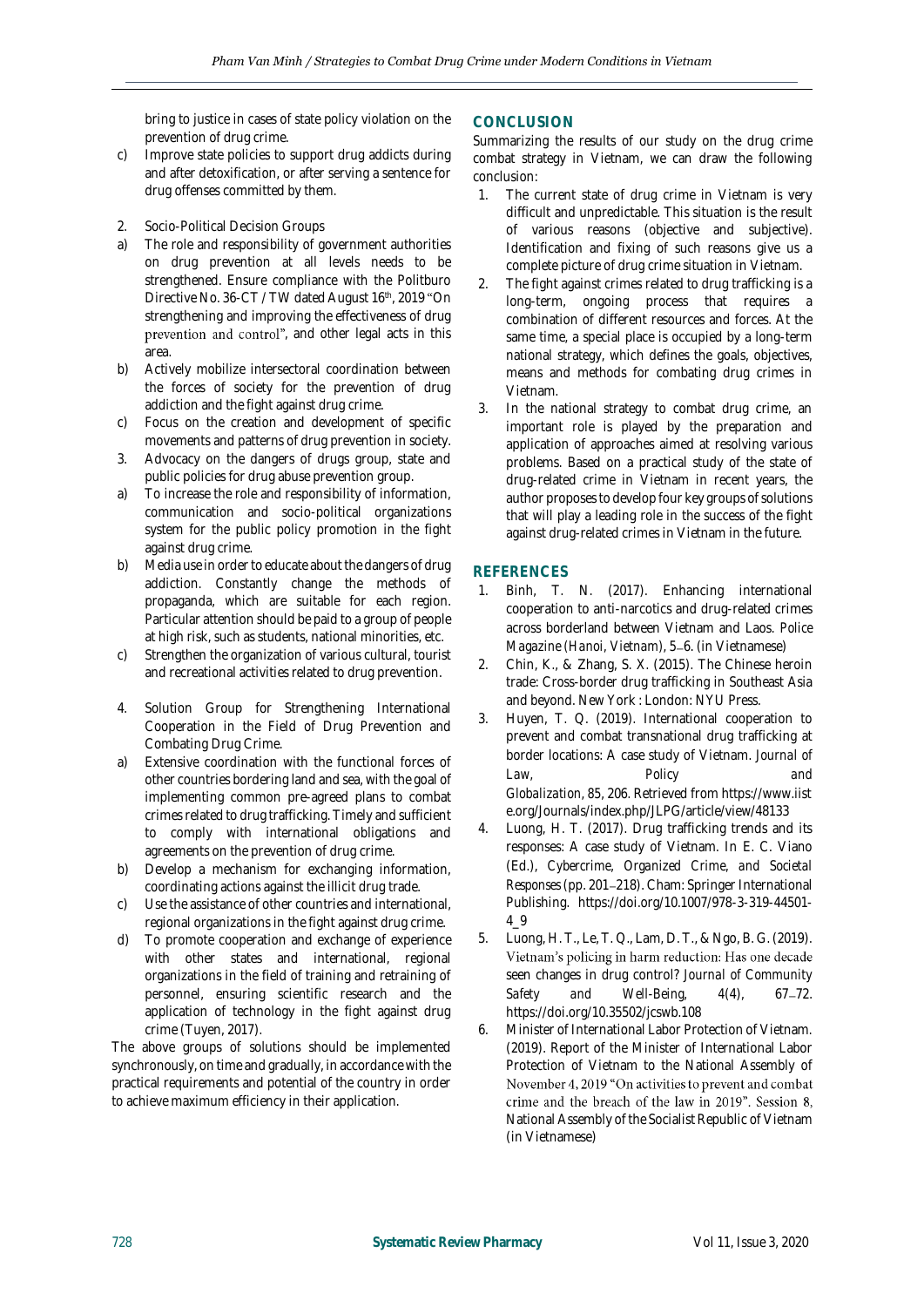bring to justice in cases of state policy violation on the prevention of drug crime.

c) Improve state policies to support drug addicts during and after detoxification, or after serving a sentence for drug offenses committed by them.

2. Socio-Political Decision Groups

a) The role and responsibility of government authorities on drug prevention at all levels needs to be strengthened. Ensure compliance with the Politburo Directive No. 36-CT / TW dated August 16th, 2019 "On strengthening and improving the effectiveness of drug prevention and control", and other legal acts in this area.

b) Actively mobilize intersectoral coordination between the forces of society for the prevention of drug addiction and the fight against drug crime.

c) Focus on the creation and development of specific movements and patterns of drug prevention in society.

3. Advocacy on the dangers of drugs group, state and public policies for drug abuse prevention group.

a) To increase the role and responsibility of information, communication and socio-political organizations system for the public policy promotion in the fight against drug crime.

b) Media use in order to educate about the dangers of drug addiction. Constantly change the methods of propaganda, which are suitable for each region. Particular attention should be paid to a group of people at high risk, such as students, national minorities, etc.

c) Strengthen the organization of various cultural, tourist and recreational activities related to drug prevention.

4. Solution Group for Strengthening International Cooperation in the Field of Drug Prevention and Combating Drug Crime.

a) Extensive coordination with the functional forces of other countries bordering land and sea, with the goal of implementing common pre-agreed plans to combat crimes related to drug trafficking. Timely and sufficient to comply with international obligations and agreements on the prevention of drug crime.

b) Develop a mechanism for exchanging information, coordinating actions against the illicit drug trade.

c) Use the assistance of other countries and international, regional organizations in the fight against drug crime.

d) To promote cooperation and exchange of experience with other states and international, regional organizations in the field of training and retraining of personnel, ensuring scientific research and the application of technology in the fight against drug crime (Tuyen, 2017).

The above groups of solutions should be implemented synchronously, on time and gradually, in accordance with the practical requirements and potential of the country in order to achieve maximum efficiency in their application.

## CONCLUSION

Summarizing the results of our study on the drug crime combat strategy in Vietnam, we can draw the following conclusion:

1. The current state of drug crime in Vietnam is very difficult and unpredictable. This situation is the result of various reasons (objective and subjective). Identification and fixing of such reasons give us a complete picture of drug crime situation in Vietnam.
2. The fight against crimes related to drug trafficking is a long-term, ongoing process that requires a combination of different resources and forces. At the same time, a special place is occupied by a long-term national strategy, which defines the goals, objectives, means and methods for combating drug crimes in Vietnam.
3. In the national strategy to combat drug crime, an important role is played by the preparation and application of approaches aimed at resolving various problems. Based on a practical study of the state of drug-related crime in Vietnam in recent years, the author proposes to develop four key groups of solutions that will play a leading role in the success of the fight against drug-related crimes in Vietnam in the future.

## REFERENCES

1. Binh, T. N. (2017). Enhancing international cooperation to anti-narcotics and drug-related crimes across borderland between Vietnam and Laos. *Police Magazine (Hanoi, Vietnam)*, 5–6. (in Vietnamese)
2. Chin, K., & Zhang, S. X. (2015). The Chinese heroin trade: Cross-border drug trafficking in Southeast Asia and beyond. New York : London: NYU Press.
3. Huyen, T. Q. (2019). International cooperation to prevent and combat transnational drug trafficking at border locations: A case study of Vietnam. *Journal of Law, Policy and Globalization*, 85, 206. Retrieved from https://www.iiste.org/Journals/index.php/JLPG/article/view/48133
4. Luong, H. T. (2017). Drug trafficking trends and its responses: A case study of Vietnam. In E. C. Viano (Ed.), *Cybercrime, Organized Crime, and Societal Responses* (pp. 201–218). Cham: Springer International Publishing. https://doi.org/10.1007/978-3-319-44501-4_9
5. Luong, H. T., Le, T. Q., Lam, D. T., & Ngo, B. G. (2019). Vietnam's policing in harm reduction: Has one decade seen changes in drug control? *Journal of Community Safety and Well-Being*, 4(4), 67–72. https://doi.org/10.35502/jcswb.108
6. Minister of International Labor Protection of Vietnam. (2019). Report of the Minister of International Labor Protection of Vietnam to the National Assembly of November 4, 2019 "On activities to prevent and combat crime and the breach of the law in 2019". Session 8, National Assembly of the Socialist Republic of Vietnam (in Vietnamese)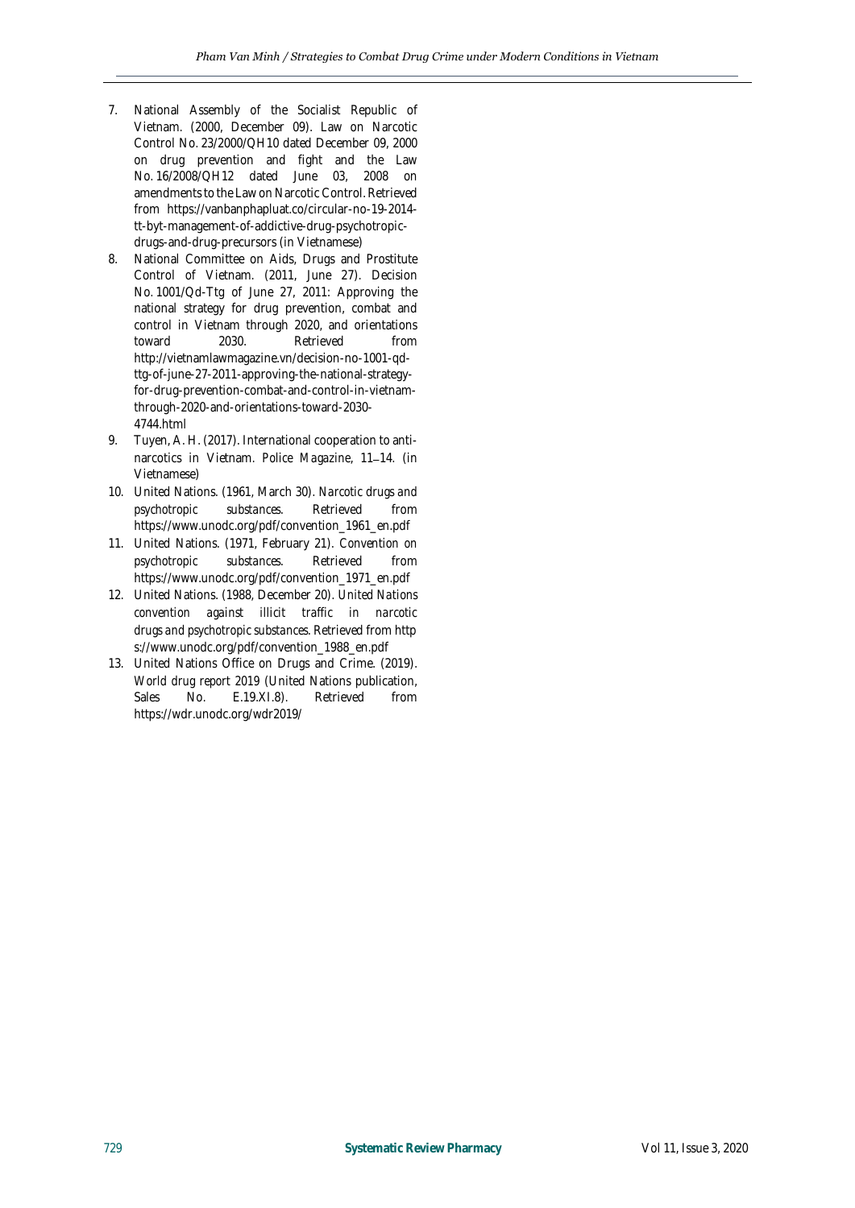7. National Assembly of the Socialist Republic of Vietnam. (2000, December 09). Law on Narcotic Control No. 23/2000/QH10 dated December 09, 2000 on drug prevention and fight and the Law No. 16/2008/QH12 dated June 03, 2008 on amendments to the Law on Narcotic Control. Retrieved from https://vanbanphapluat.co/circular-no-19-2014-tt-byt-management-of-addictive-drug-psychotropic-drugs-and-drug-precursors (in Vietnamese)
8. National Committee on Aids, Drugs and Prostitute Control of Vietnam. (2011, June 27). Decision No. 1001/Qd-Ttg of June 27, 2011: Approving the national strategy for drug prevention, combat and control in Vietnam through 2020, and orientations toward 2030. Retrieved from http://vietnamlawmagazine.vn/decision-no-1001-qd-ttg-of-june-27-2011-approving-the-national-strategy-for-drug-prevention-combat-and-control-in-vietnam-through-2020-and-orientations-toward-2030-4744.html
9. Tuyen, A. H. (2017). International cooperation to anti-narcotics in Vietnam. *Police Magazine*, 11–14. (in Vietnamese)
10. United Nations. (1961, March 30). *Narcotic drugs and psychotropic substances*. Retrieved from https://www.unodc.org/pdf/convention_1961_en.pdf
11. United Nations. (1971, February 21). *Convention on psychotropic substances*. Retrieved from https://www.unodc.org/pdf/convention_1971_en.pdf
12. United Nations. (1988, December 20). *United Nations convention against illicit traffic in narcotic drugs and psychotropic substances*. Retrieved from https://www.unodc.org/pdf/convention_1988_en.pdf
13. United Nations Office on Drugs and Crime. (2019). *World drug report 2019* (United Nations publication, Sales No. E.19.XI.8). Retrieved from https://wdr.unodc.org/wdr2019/